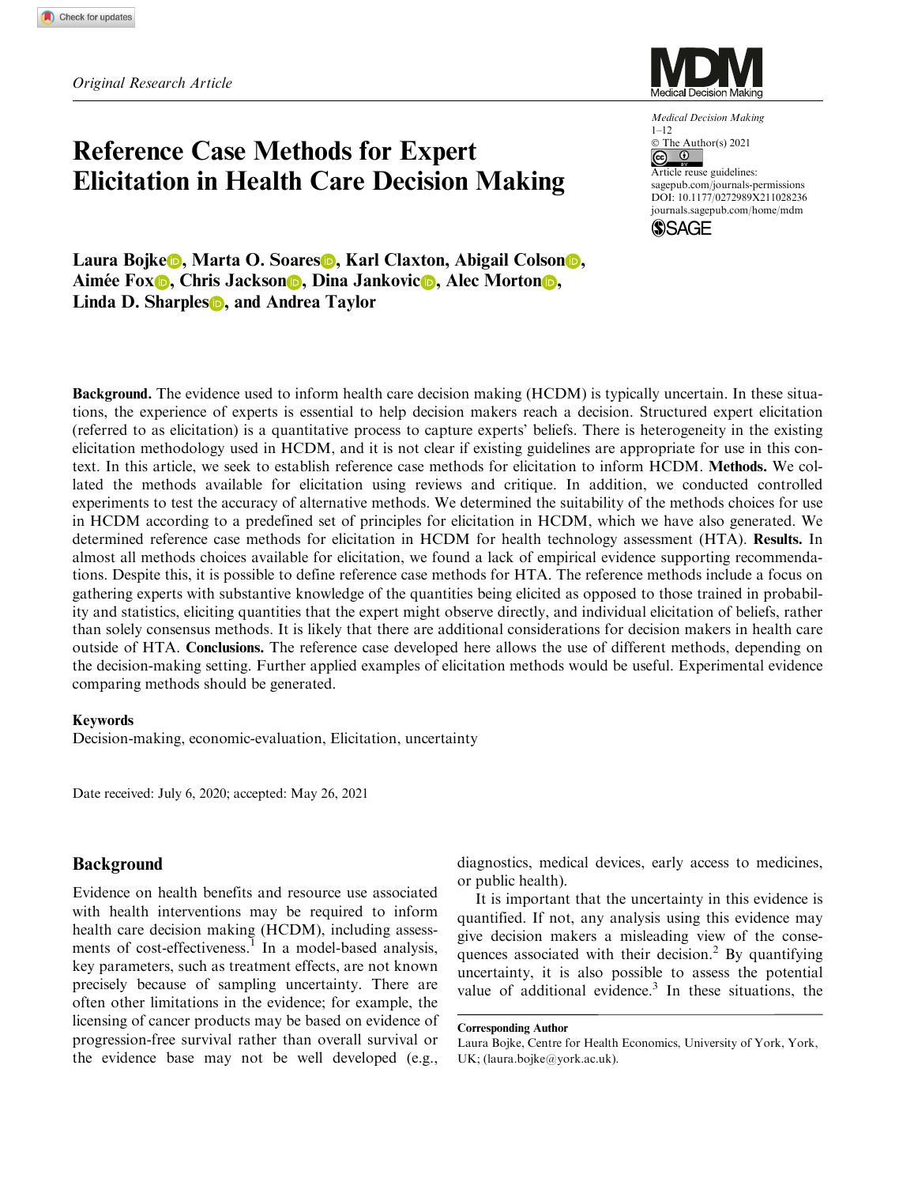*Original Research Article*

# Reference Case Methods for Expert Elicitation in Health Care Decision Making

Medical Decision Making
1–12
© The Author(s) 2021
Article reuse guidelines: sagepub.com/journals-permissions
DOI: 10.1177/0272989X211028236
journals.sagepub.com/home/mdm

**Laura Bojke, Marta O. Soares, Karl Claxton, Abigail Colson, Aimée Fox, Chris Jackson, Dina Jankovic, Alec Morton, Linda D. Sharples, and Andrea Taylor**

**Background.** The evidence used to inform health care decision making (HCDM) is typically uncertain. In these situations, the experience of experts is essential to help decision makers reach a decision. Structured expert elicitation (referred to as elicitation) is a quantitative process to capture experts' beliefs. There is heterogeneity in the existing elicitation methodology used in HCDM, and it is not clear if existing guidelines are appropriate for use in this context. In this article, we seek to establish reference case methods for elicitation to inform HCDM. **Methods.** We collated the methods available for elicitation using reviews and critique. In addition, we conducted controlled experiments to test the accuracy of alternative methods. We determined the suitability of the methods choices for use in HCDM according to a predefined set of principles for elicitation in HCDM, which we have also generated. We determined reference case methods for elicitation in HCDM for health technology assessment (HTA). **Results.** In almost all methods choices available for elicitation, we found a lack of empirical evidence supporting recommendations. Despite this, it is possible to define reference case methods for HTA. The reference methods include a focus on gathering experts with substantive knowledge of the quantities being elicited as opposed to those trained in probability and statistics, eliciting quantities that the expert might observe directly, and individual elicitation of beliefs, rather than solely consensus methods. It is likely that there are additional considerations for decision makers in health care outside of HTA. **Conclusions.** The reference case developed here allows the use of different methods, depending on the decision-making setting. Further applied examples of elicitation methods would be useful. Experimental evidence comparing methods should be generated.

**Keywords**

Decision-making, economic-evaluation, Elicitation, uncertainty

Date received: July 6, 2020; accepted: May 26, 2021

## Background

Evidence on health benefits and resource use associated with health interventions may be required to inform health care decision making (HCDM), including assessments of cost-effectiveness.[1] In a model-based analysis, key parameters, such as treatment effects, are not known precisely because of sampling uncertainty. There are often other limitations in the evidence; for example, the licensing of cancer products may be based on evidence of progression-free survival rather than overall survival or the evidence base may not be well developed (e.g., diagnostics, medical devices, early access to medicines, or public health).

It is important that the uncertainty in this evidence is quantified. If not, any analysis using this evidence may give decision makers a misleading view of the consequences associated with their decision.[2] By quantifying uncertainty, it is also possible to assess the potential value of additional evidence.[3] In these situations, the

**Corresponding Author**
Laura Bojke, Centre for Health Economics, University of York, York, UK; (laura.bojke@york.ac.uk).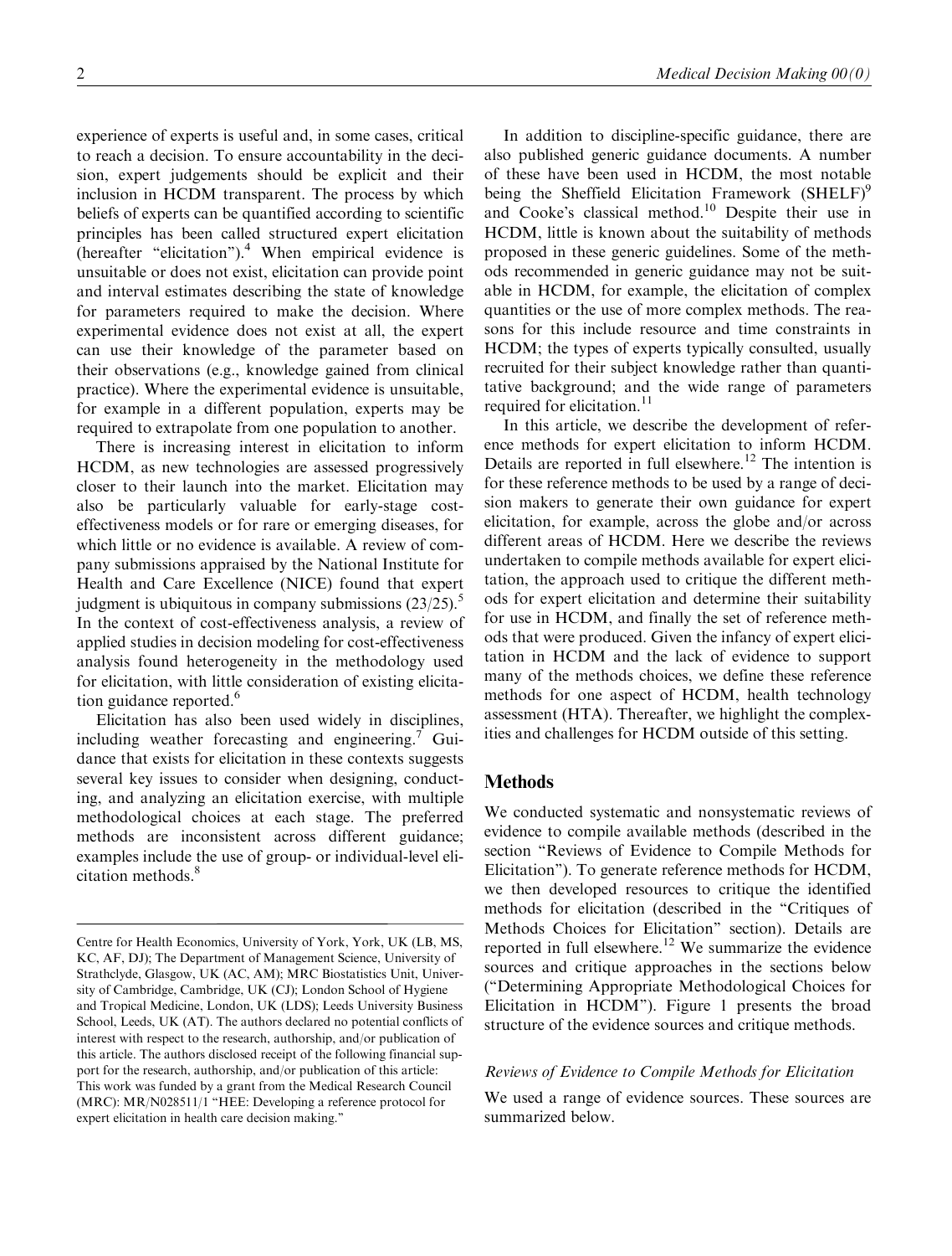experience of experts is useful and, in some cases, critical to reach a decision. To ensure accountability in the decision, expert judgements should be explicit and their inclusion in HCDM transparent. The process by which beliefs of experts can be quantified according to scientific principles has been called structured expert elicitation (hereafter "elicitation").[4] When empirical evidence is unsuitable or does not exist, elicitation can provide point and interval estimates describing the state of knowledge for parameters required to make the decision. Where experimental evidence does not exist at all, the expert can use their knowledge of the parameter based on their observations (e.g., knowledge gained from clinical practice). Where the experimental evidence is unsuitable, for example in a different population, experts may be required to extrapolate from one population to another.

There is increasing interest in elicitation to inform HCDM, as new technologies are assessed progressively closer to their launch into the market. Elicitation may also be particularly valuable for early-stage cost-effectiveness models or for rare or emerging diseases, for which little or no evidence is available. A review of company submissions appraised by the National Institute for Health and Care Excellence (NICE) found that expert judgment is ubiquitous in company submissions (23/25).[5] In the context of cost-effectiveness analysis, a review of applied studies in decision modeling for cost-effectiveness analysis found heterogeneity in the methodology used for elicitation, with little consideration of existing elicitation guidance reported.[6]

Elicitation has also been used widely in disciplines, including weather forecasting and engineering.[7] Guidance that exists for elicitation in these contexts suggests several key issues to consider when designing, conducting, and analyzing an elicitation exercise, with multiple methodological choices at each stage. The preferred methods are inconsistent across different guidance; examples include the use of group- or individual-level elicitation methods.[8]

Centre for Health Economics, University of York, York, UK (LB, MS, KC, AF, DJ); The Department of Management Science, University of Strathclyde, Glasgow, UK (AC, AM); MRC Biostatistics Unit, University of Cambridge, Cambridge, UK (CJ); London School of Hygiene and Tropical Medicine, London, UK (LDS); Leeds University Business School, Leeds, UK (AT). The authors declared no potential conflicts of interest with respect to the research, authorship, and/or publication of this article. The authors disclosed receipt of the following financial support for the research, authorship, and/or publication of this article: This work was funded by a grant from the Medical Research Council (MRC): MR/N028511/1 "HEE: Developing a reference protocol for expert elicitation in health care decision making."

In addition to discipline-specific guidance, there are also published generic guidance documents. A number of these have been used in HCDM, the most notable being the Sheffield Elicitation Framework (SHELF)[9] and Cooke's classical method.[10] Despite their use in HCDM, little is known about the suitability of methods proposed in these generic guidelines. Some of the methods recommended in generic guidance may not be suitable in HCDM, for example, the elicitation of complex quantities or the use of more complex methods. The reasons for this include resource and time constraints in HCDM; the types of experts typically consulted, usually recruited for their subject knowledge rather than quantitative background; and the wide range of parameters required for elicitation.[11]

In this article, we describe the development of reference methods for expert elicitation to inform HCDM. Details are reported in full elsewhere.[12] The intention is for these reference methods to be used by a range of decision makers to generate their own guidance for expert elicitation, for example, across the globe and/or across different areas of HCDM. Here we describe the reviews undertaken to compile methods available for expert elicitation, the approach used to critique the different methods for expert elicitation and determine their suitability for use in HCDM, and finally the set of reference methods that were produced. Given the infancy of expert elicitation in HCDM and the lack of evidence to support many of the methods choices, we define these reference methods for one aspect of HCDM, health technology assessment (HTA). Thereafter, we highlight the complexities and challenges for HCDM outside of this setting.

## Methods

We conducted systematic and nonsystematic reviews of evidence to compile available methods (described in the section "Reviews of Evidence to Compile Methods for Elicitation"). To generate reference methods for HCDM, we then developed resources to critique the identified methods for elicitation (described in the "Critiques of Methods Choices for Elicitation" section). Details are reported in full elsewhere.[12] We summarize the evidence sources and critique approaches in the sections below ("Determining Appropriate Methodological Choices for Elicitation in HCDM"). Figure 1 presents the broad structure of the evidence sources and critique methods.

### *Reviews of Evidence to Compile Methods for Elicitation*

We used a range of evidence sources. These sources are summarized below.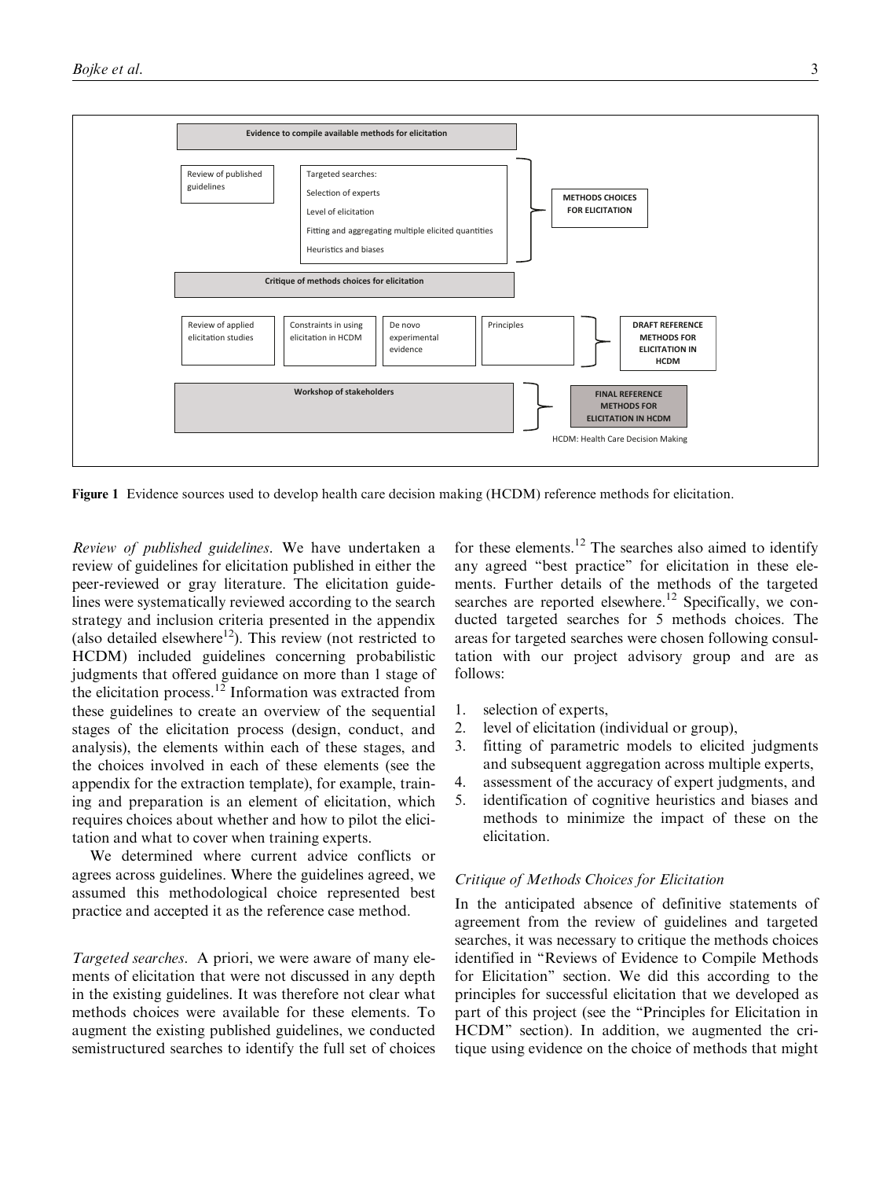Evidence to compile available methods for elicitation

Review of published guidelines

Targeted searches:
Selection of experts
Level of elicitation
Fitting and aggregating multiple elicited quantities
Heuristics and biases

METHODS CHOICES FOR ELICITATION

Critique of methods choices for elicitation

Review of applied elicitation studies

Constraints in using elicitation in HCDM

De novo experimental evidence

Principles

DRAFT REFERENCE METHODS FOR ELICITATION IN HCDM

Workshop of stakeholders

FINAL REFERENCE METHODS FOR ELICITATION IN HCDM

HCDM: Health Care Decision Making

**Figure 1** Evidence sources used to develop health care decision making (HCDM) reference methods for elicitation.

*Review of published guidelines*. We have undertaken a review of guidelines for elicitation published in either the peer-reviewed or gray literature. The elicitation guidelines were systematically reviewed according to the search strategy and inclusion criteria presented in the appendix (also detailed elsewhere[12]). This review (not restricted to HCDM) included guidelines concerning probabilistic judgments that offered guidance on more than 1 stage of the elicitation process.[12] Information was extracted from these guidelines to create an overview of the sequential stages of the elicitation process (design, conduct, and analysis), the elements within each of these stages, and the choices involved in each of these elements (see the appendix for the extraction template), for example, training and preparation is an element of elicitation, which requires choices about whether and how to pilot the elicitation and what to cover when training experts.

We determined where current advice conflicts or agrees across guidelines. Where the guidelines agreed, we assumed this methodological choice represented best practice and accepted it as the reference case method.

*Targeted searches*. A priori, we were aware of many elements of elicitation that were not discussed in any depth in the existing guidelines. It was therefore not clear what methods choices were available for these elements. To augment the existing published guidelines, we conducted semistructured searches to identify the full set of choices for these elements.[12] The searches also aimed to identify any agreed "best practice" for elicitation in these elements. Further details of the methods of the targeted searches are reported elsewhere.[12] Specifically, we conducted targeted searches for 5 methods choices. The areas for targeted searches were chosen following consultation with our project advisory group and are as follows:

1. selection of experts,
2. level of elicitation (individual or group),
3. fitting of parametric models to elicited judgments and subsequent aggregation across multiple experts,
4. assessment of the accuracy of expert judgments, and
5. identification of cognitive heuristics and biases and methods to minimize the impact of these on the elicitation.

### Critique of Methods Choices for Elicitation

In the anticipated absence of definitive statements of agreement from the review of guidelines and targeted searches, it was necessary to critique the methods choices identified in "Reviews of Evidence to Compile Methods for Elicitation" section. We did this according to the principles for successful elicitation that we developed as part of this project (see the "Principles for Elicitation in HCDM" section). In addition, we augmented the critique using evidence on the choice of methods that might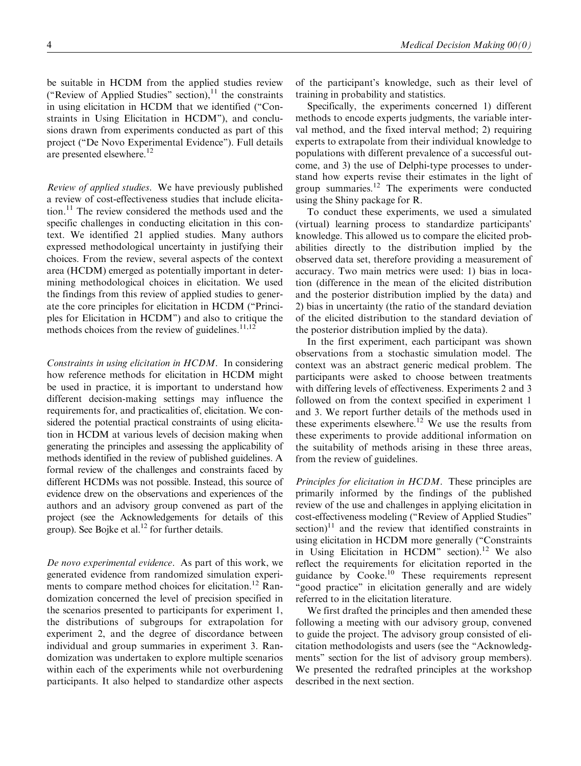be suitable in HCDM from the applied studies review ("Review of Applied Studies" section),[11] the constraints in using elicitation in HCDM that we identified ("Constraints in Using Elicitation in HCDM"), and conclusions drawn from experiments conducted as part of this project ("De Novo Experimental Evidence"). Full details are presented elsewhere.[12]

*Review of applied studies.* We have previously published a review of cost-effectiveness studies that include elicitation.[11] The review considered the methods used and the specific challenges in conducting elicitation in this context. We identified 21 applied studies. Many authors expressed methodological uncertainty in justifying their choices. From the review, several aspects of the context area (HCDM) emerged as potentially important in determining methodological choices in elicitation. We used the findings from this review of applied studies to generate the core principles for elicitation in HCDM ("Principles for Elicitation in HCDM") and also to critique the methods choices from the review of guidelines.[11,12]

*Constraints in using elicitation in HCDM.* In considering how reference methods for elicitation in HCDM might be used in practice, it is important to understand how different decision-making settings may influence the requirements for, and practicalities of, elicitation. We considered the potential practical constraints of using elicitation in HCDM at various levels of decision making when generating the principles and assessing the applicability of methods identified in the review of published guidelines. A formal review of the challenges and constraints faced by different HCDMs was not possible. Instead, this source of evidence drew on the observations and experiences of the authors and an advisory group convened as part of the project (see the Acknowledgements for details of this group). See Bojke et al.[12] for further details.

*De novo experimental evidence.* As part of this work, we generated evidence from randomized simulation experiments to compare method choices for elicitation.[12] Randomization concerned the level of precision specified in the scenarios presented to participants for experiment 1, the distributions of subgroups for extrapolation for experiment 2, and the degree of discordance between individual and group summaries in experiment 3. Randomization was undertaken to explore multiple scenarios within each of the experiments while not overburdening participants. It also helped to standardize other aspects of the participant's knowledge, such as their level of training in probability and statistics.

Specifically, the experiments concerned 1) different methods to encode experts judgments, the variable interval method, and the fixed interval method; 2) requiring experts to extrapolate from their individual knowledge to populations with different prevalence of a successful outcome, and 3) the use of Delphi-type processes to understand how experts revise their estimates in the light of group summaries.[12] The experiments were conducted using the Shiny package for R.

To conduct these experiments, we used a simulated (virtual) learning process to standardize participants' knowledge. This allowed us to compare the elicited probabilities directly to the distribution implied by the observed data set, therefore providing a measurement of accuracy. Two main metrics were used: 1) bias in location (difference in the mean of the elicited distribution and the posterior distribution implied by the data) and 2) bias in uncertainty (the ratio of the standard deviation of the elicited distribution to the standard deviation of the posterior distribution implied by the data).

In the first experiment, each participant was shown observations from a stochastic simulation model. The context was an abstract generic medical problem. The participants were asked to choose between treatments with differing levels of effectiveness. Experiments 2 and 3 followed on from the context specified in experiment 1 and 3. We report further details of the methods used in these experiments elsewhere.[12] We use the results from these experiments to provide additional information on the suitability of methods arising in these three areas, from the review of guidelines.

*Principles for elicitation in HCDM.* These principles are primarily informed by the findings of the published review of the use and challenges in applying elicitation in cost-effectiveness modeling ("Review of Applied Studies" section)[11] and the review that identified constraints in using elicitation in HCDM more generally ("Constraints in Using Elicitation in HCDM" section).[12] We also reflect the requirements for elicitation reported in the guidance by Cooke.[10] These requirements represent "good practice" in elicitation generally and are widely referred to in the elicitation literature.

We first drafted the principles and then amended these following a meeting with our advisory group, convened to guide the project. The advisory group consisted of elicitation methodologists and users (see the "Acknowledgments" section for the list of advisory group members). We presented the redrafted principles at the workshop described in the next section.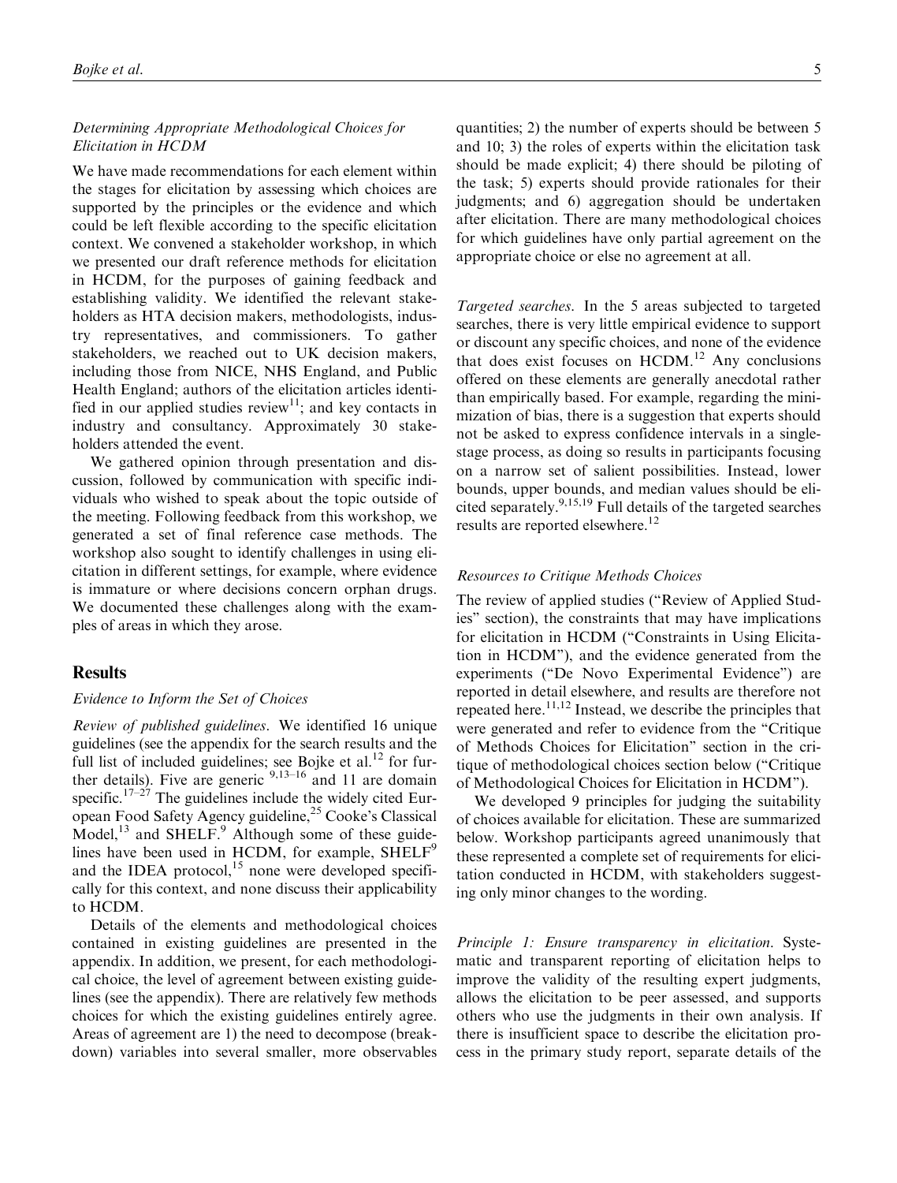### Determining Appropriate Methodological Choices for Elicitation in HCDM

We have made recommendations for each element within the stages for elicitation by assessing which choices are supported by the principles or the evidence and which could be left flexible according to the specific elicitation context. We convened a stakeholder workshop, in which we presented our draft reference methods for elicitation in HCDM, for the purposes of gaining feedback and establishing validity. We identified the relevant stakeholders as HTA decision makers, methodologists, industry representatives, and commissioners. To gather stakeholders, we reached out to UK decision makers, including those from NICE, NHS England, and Public Health England; authors of the elicitation articles identified in our applied studies review[11]; and key contacts in industry and consultancy. Approximately 30 stakeholders attended the event.

We gathered opinion through presentation and discussion, followed by communication with specific individuals who wished to speak about the topic outside of the meeting. Following feedback from this workshop, we generated a set of final reference case methods. The workshop also sought to identify challenges in using elicitation in different settings, for example, where evidence is immature or where decisions concern orphan drugs. We documented these challenges along with the examples of areas in which they arose.

## Results

### Evidence to Inform the Set of Choices

*Review of published guidelines.* We identified 16 unique guidelines (see the appendix for the search results and the full list of included guidelines; see Bojke et al.[12] for further details). Five are generic [9,13–16] and 11 are domain specific.[17–27] The guidelines include the widely cited European Food Safety Agency guideline,[25] Cooke's Classical Model,[13] and SHELF.[9] Although some of these guidelines have been used in HCDM, for example, SHELF[9] and the IDEA protocol,[15] none were developed specifically for this context, and none discuss their applicability to HCDM.

Details of the elements and methodological choices contained in existing guidelines are presented in the appendix. In addition, we present, for each methodological choice, the level of agreement between existing guidelines (see the appendix). There are relatively few methods choices for which the existing guidelines entirely agree. Areas of agreement are 1) the need to decompose (breakdown) variables into several smaller, more observables quantities; 2) the number of experts should be between 5 and 10; 3) the roles of experts within the elicitation task should be made explicit; 4) there should be piloting of the task; 5) experts should provide rationales for their judgments; and 6) aggregation should be undertaken after elicitation. There are many methodological choices for which guidelines have only partial agreement on the appropriate choice or else no agreement at all.

*Targeted searches.* In the 5 areas subjected to targeted searches, there is very little empirical evidence to support or discount any specific choices, and none of the evidence that does exist focuses on HCDM.[12] Any conclusions offered on these elements are generally anecdotal rather than empirically based. For example, regarding the minimization of bias, there is a suggestion that experts should not be asked to express confidence intervals in a single-stage process, as doing so results in participants focusing on a narrow set of salient possibilities. Instead, lower bounds, upper bounds, and median values should be elicited separately.[9,15,19] Full details of the targeted searches results are reported elsewhere.[12]

### Resources to Critique Methods Choices

The review of applied studies ("Review of Applied Studies" section), the constraints that may have implications for elicitation in HCDM ("Constraints in Using Elicitation in HCDM"), and the evidence generated from the experiments ("De Novo Experimental Evidence") are reported in detail elsewhere, and results are therefore not repeated here.[11,12] Instead, we describe the principles that were generated and refer to evidence from the "Critique of Methods Choices for Elicitation" section in the critique of methodological choices section below ("Critique of Methodological Choices for Elicitation in HCDM").

We developed 9 principles for judging the suitability of choices available for elicitation. These are summarized below. Workshop participants agreed unanimously that these represented a complete set of requirements for elicitation conducted in HCDM, with stakeholders suggesting only minor changes to the wording.

*Principle 1: Ensure transparency in elicitation.* Systematic and transparent reporting of elicitation helps to improve the validity of the resulting expert judgments, allows the elicitation to be peer assessed, and supports others who use the judgments in their own analysis. If there is insufficient space to describe the elicitation process in the primary study report, separate details of the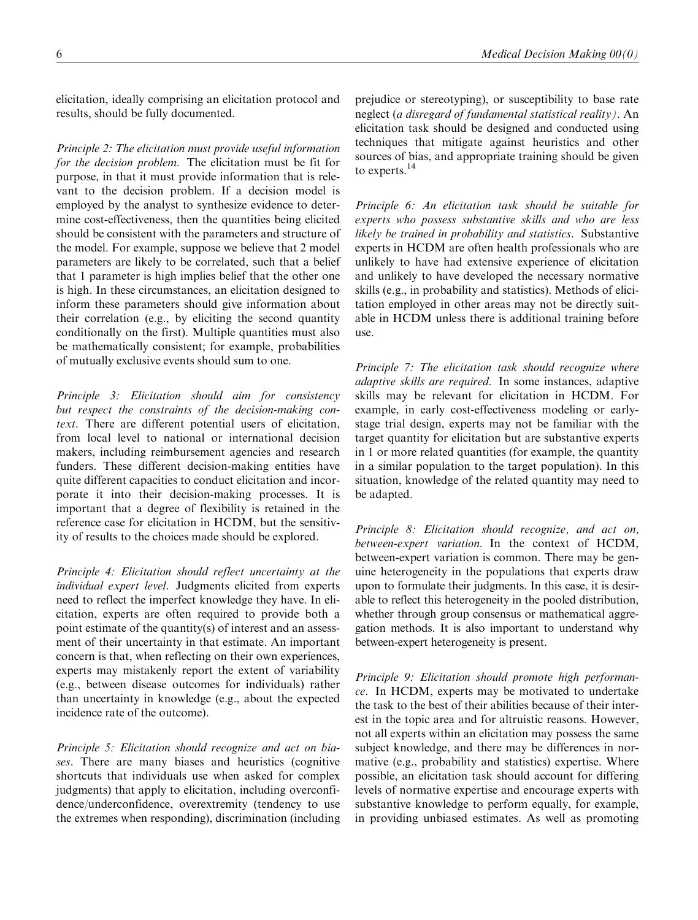elicitation, ideally comprising an elicitation protocol and results, should be fully documented.

*Principle 2: The elicitation must provide useful information for the decision problem.* The elicitation must be fit for purpose, in that it must provide information that is relevant to the decision problem. If a decision model is employed by the analyst to synthesize evidence to determine cost-effectiveness, then the quantities being elicited should be consistent with the parameters and structure of the model. For example, suppose we believe that 2 model parameters are likely to be correlated, such that a belief that 1 parameter is high implies belief that the other one is high. In these circumstances, an elicitation designed to inform these parameters should give information about their correlation (e.g., by eliciting the second quantity conditionally on the first). Multiple quantities must also be mathematically consistent; for example, probabilities of mutually exclusive events should sum to one.

*Principle 3: Elicitation should aim for consistency but respect the constraints of the decision-making context.* There are different potential users of elicitation, from local level to national or international decision makers, including reimbursement agencies and research funders. These different decision-making entities have quite different capacities to conduct elicitation and incorporate it into their decision-making processes. It is important that a degree of flexibility is retained in the reference case for elicitation in HCDM, but the sensitivity of results to the choices made should be explored.

*Principle 4: Elicitation should reflect uncertainty at the individual expert level.* Judgments elicited from experts need to reflect the imperfect knowledge they have. In elicitation, experts are often required to provide both a point estimate of the quantity(s) of interest and an assessment of their uncertainty in that estimate. An important concern is that, when reflecting on their own experiences, experts may mistakenly report the extent of variability (e.g., between disease outcomes for individuals) rather than uncertainty in knowledge (e.g., about the expected incidence rate of the outcome).

*Principle 5: Elicitation should recognize and act on biases.* There are many biases and heuristics (cognitive shortcuts that individuals use when asked for complex judgments) that apply to elicitation, including overconfidence/underconfidence, overextremity (tendency to use the extremes when responding), discrimination (including prejudice or stereotyping), or susceptibility to base rate neglect (*a disregard of fundamental statistical reality*). An elicitation task should be designed and conducted using techniques that mitigate against heuristics and other sources of bias, and appropriate training should be given to experts.[14]

*Principle 6: An elicitation task should be suitable for experts who possess substantive skills and who are less likely be trained in probability and statistics.* Substantive experts in HCDM are often health professionals who are unlikely to have had extensive experience of elicitation and unlikely to have developed the necessary normative skills (e.g., in probability and statistics). Methods of elicitation employed in other areas may not be directly suitable in HCDM unless there is additional training before use.

*Principle 7: The elicitation task should recognize where adaptive skills are required.* In some instances, adaptive skills may be relevant for elicitation in HCDM. For example, in early cost-effectiveness modeling or early-stage trial design, experts may not be familiar with the target quantity for elicitation but are substantive experts in 1 or more related quantities (for example, the quantity in a similar population to the target population). In this situation, knowledge of the related quantity may need to be adapted.

*Principle 8: Elicitation should recognize, and act on, between-expert variation.* In the context of HCDM, between-expert variation is common. There may be genuine heterogeneity in the populations that experts draw upon to formulate their judgments. In this case, it is desirable to reflect this heterogeneity in the pooled distribution, whether through group consensus or mathematical aggregation methods. It is also important to understand why between-expert heterogeneity is present.

*Principle 9: Elicitation should promote high performance.* In HCDM, experts may be motivated to undertake the task to the best of their abilities because of their interest in the topic area and for altruistic reasons. However, not all experts within an elicitation may possess the same subject knowledge, and there may be differences in normative (e.g., probability and statistics) expertise. Where possible, an elicitation task should account for differing levels of normative expertise and encourage experts with substantive knowledge to perform equally, for example, in providing unbiased estimates. As well as promoting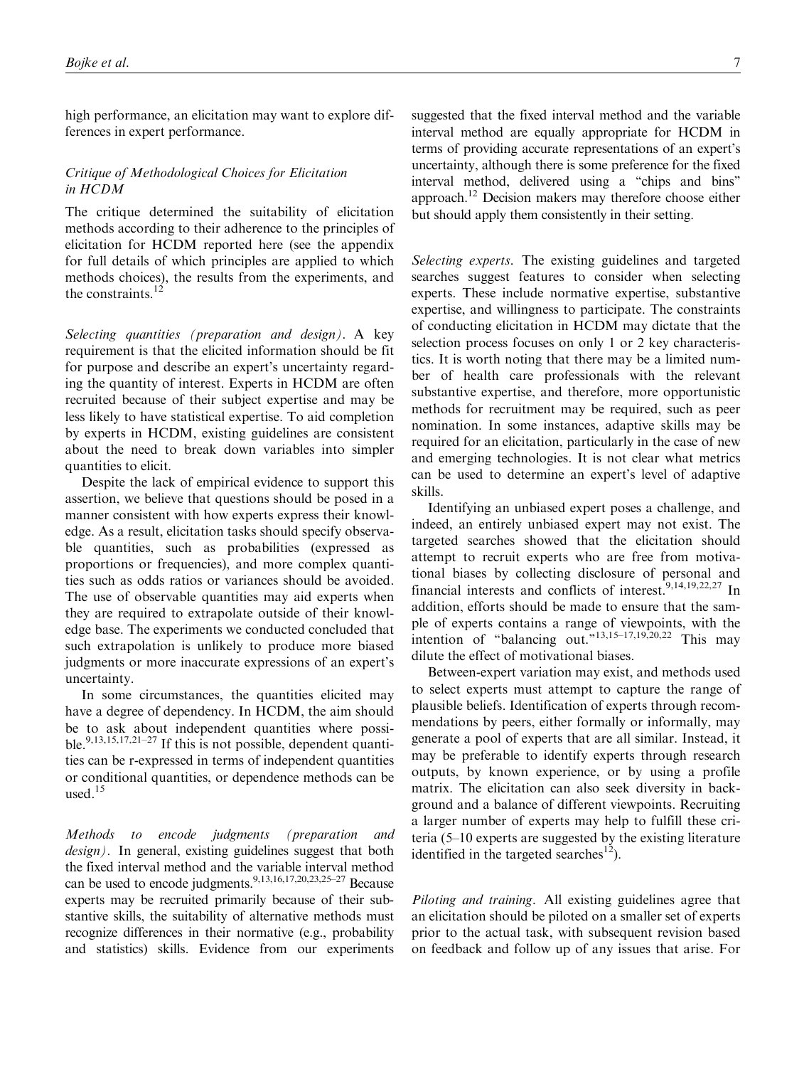high performance, an elicitation may want to explore differences in expert performance.

### *Critique of Methodological Choices for Elicitation in HCDM*

The critique determined the suitability of elicitation methods according to their adherence to the principles of elicitation for HCDM reported here (see the appendix for full details of which principles are applied to which methods choices), the results from the experiments, and the constraints.[12]

*Selecting quantities (preparation and design).* A key requirement is that the elicited information should be fit for purpose and describe an expert's uncertainty regarding the quantity of interest. Experts in HCDM are often recruited because of their subject expertise and may be less likely to have statistical expertise. To aid completion by experts in HCDM, existing guidelines are consistent about the need to break down variables into simpler quantities to elicit.

Despite the lack of empirical evidence to support this assertion, we believe that questions should be posed in a manner consistent with how experts express their knowledge. As a result, elicitation tasks should specify observable quantities, such as probabilities (expressed as proportions or frequencies), and more complex quantities such as odds ratios or variances should be avoided. The use of observable quantities may aid experts when they are required to extrapolate outside of their knowledge base. The experiments we conducted concluded that such extrapolation is unlikely to produce more biased judgments or more inaccurate expressions of an expert's uncertainty.

In some circumstances, the quantities elicited may have a degree of dependency. In HCDM, the aim should be to ask about independent quantities where possible.[9,13,15,17,21–27] If this is not possible, dependent quantities can be r-expressed in terms of independent quantities or conditional quantities, or dependence methods can be used.[15]

*Methods to encode judgments (preparation and design).* In general, existing guidelines suggest that both the fixed interval method and the variable interval method can be used to encode judgments.[9,13,16,17,20,23,25–27] Because experts may be recruited primarily because of their substantive skills, the suitability of alternative methods must recognize differences in their normative (e.g., probability and statistics) skills. Evidence from our experiments suggested that the fixed interval method and the variable interval method are equally appropriate for HCDM in terms of providing accurate representations of an expert's uncertainty, although there is some preference for the fixed interval method, delivered using a "chips and bins" approach.[12] Decision makers may therefore choose either but should apply them consistently in their setting.

*Selecting experts.* The existing guidelines and targeted searches suggest features to consider when selecting experts. These include normative expertise, substantive expertise, and willingness to participate. The constraints of conducting elicitation in HCDM may dictate that the selection process focuses on only 1 or 2 key characteristics. It is worth noting that there may be a limited number of health care professionals with the relevant substantive expertise, and therefore, more opportunistic methods for recruitment may be required, such as peer nomination. In some instances, adaptive skills may be required for an elicitation, particularly in the case of new and emerging technologies. It is not clear what metrics can be used to determine an expert's level of adaptive skills.

Identifying an unbiased expert poses a challenge, and indeed, an entirely unbiased expert may not exist. The targeted searches showed that the elicitation should attempt to recruit experts who are free from motivational biases by collecting disclosure of personal and financial interests and conflicts of interest.[9,14,19,22,27] In addition, efforts should be made to ensure that the sample of experts contains a range of viewpoints, with the intention of "balancing out."[13,15–17,19,20,22] This may dilute the effect of motivational biases.

Between-expert variation may exist, and methods used to select experts must attempt to capture the range of plausible beliefs. Identification of experts through recommendations by peers, either formally or informally, may generate a pool of experts that are all similar. Instead, it may be preferable to identify experts through research outputs, by known experience, or by using a profile matrix. The elicitation can also seek diversity in background and a balance of different viewpoints. Recruiting a larger number of experts may help to fulfill these criteria (5–10 experts are suggested by the existing literature identified in the targeted searches[12]).

*Piloting and training.* All existing guidelines agree that an elicitation should be piloted on a smaller set of experts prior to the actual task, with subsequent revision based on feedback and follow up of any issues that arise. For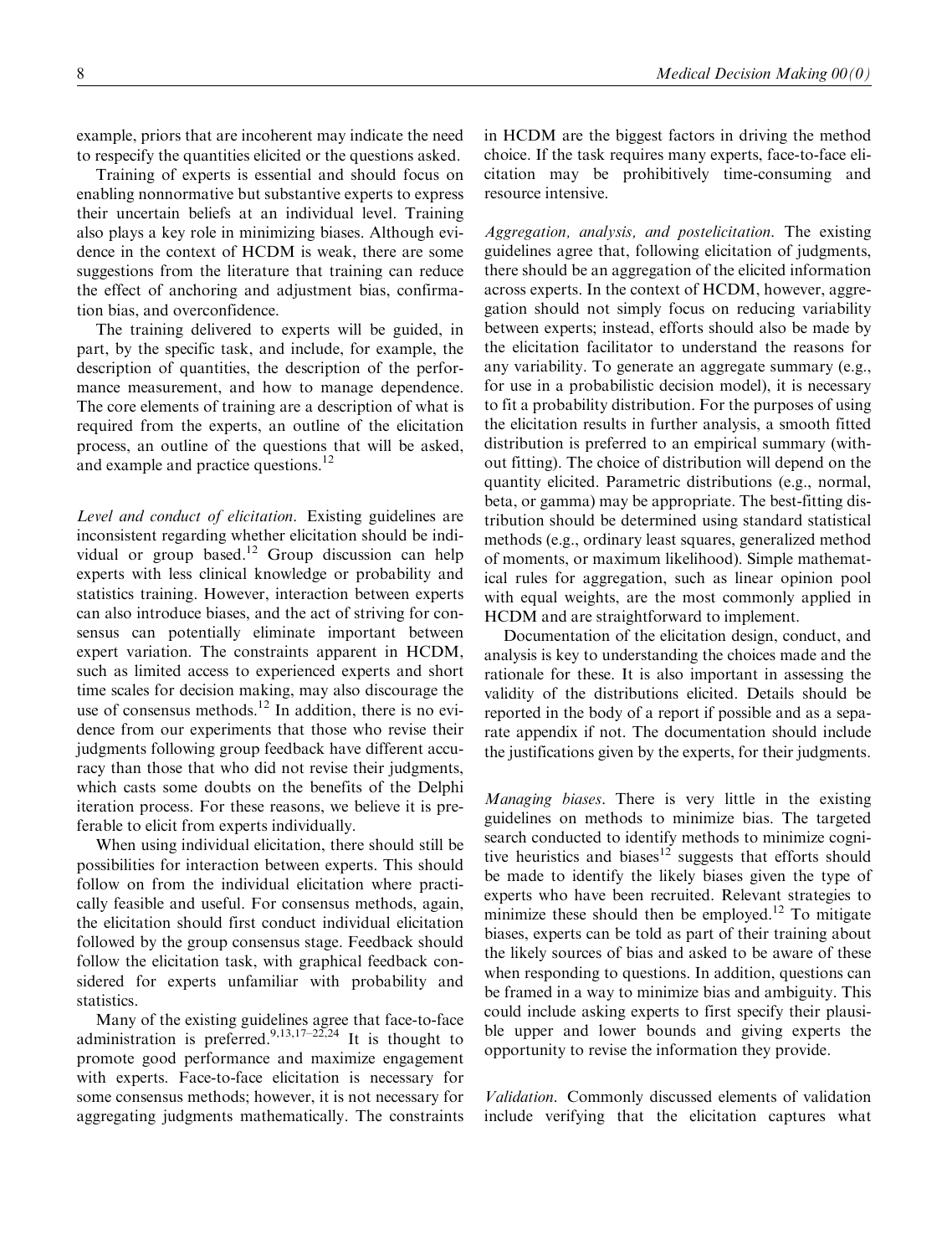example, priors that are incoherent may indicate the need to respecify the quantities elicited or the questions asked.

Training of experts is essential and should focus on enabling nonnormative but substantive experts to express their uncertain beliefs at an individual level. Training also plays a key role in minimizing biases. Although evidence in the context of HCDM is weak, there are some suggestions from the literature that training can reduce the effect of anchoring and adjustment bias, confirmation bias, and overconfidence.

The training delivered to experts will be guided, in part, by the specific task, and include, for example, the description of quantities, the description of the performance measurement, and how to manage dependence. The core elements of training are a description of what is required from the experts, an outline of the elicitation process, an outline of the questions that will be asked, and example and practice questions.[12]

*Level and conduct of elicitation.* Existing guidelines are inconsistent regarding whether elicitation should be individual or group based.[12] Group discussion can help experts with less clinical knowledge or probability and statistics training. However, interaction between experts can also introduce biases, and the act of striving for consensus can potentially eliminate important between expert variation. The constraints apparent in HCDM, such as limited access to experienced experts and short time scales for decision making, may also discourage the use of consensus methods.[12] In addition, there is no evidence from our experiments that those who revise their judgments following group feedback have different accuracy than those that who did not revise their judgments, which casts some doubts on the benefits of the Delphi iteration process. For these reasons, we believe it is preferable to elicit from experts individually.

When using individual elicitation, there should still be possibilities for interaction between experts. This should follow on from the individual elicitation where practically feasible and useful. For consensus methods, again, the elicitation should first conduct individual elicitation followed by the group consensus stage. Feedback should follow the elicitation task, with graphical feedback considered for experts unfamiliar with probability and statistics.

Many of the existing guidelines agree that face-to-face administration is preferred.[9,13,17–22,24] It is thought to promote good performance and maximize engagement with experts. Face-to-face elicitation is necessary for some consensus methods; however, it is not necessary for aggregating judgments mathematically. The constraints in HCDM are the biggest factors in driving the method choice. If the task requires many experts, face-to-face elicitation may be prohibitively time-consuming and resource intensive.

*Aggregation, analysis, and postelicitation.* The existing guidelines agree that, following elicitation of judgments, there should be an aggregation of the elicited information across experts. In the context of HCDM, however, aggregation should not simply focus on reducing variability between experts; instead, efforts should also be made by the elicitation facilitator to understand the reasons for any variability. To generate an aggregate summary (e.g., for use in a probabilistic decision model), it is necessary to fit a probability distribution. For the purposes of using the elicitation results in further analysis, a smooth fitted distribution is preferred to an empirical summary (without fitting). The choice of distribution will depend on the quantity elicited. Parametric distributions (e.g., normal, beta, or gamma) may be appropriate. The best-fitting distribution should be determined using standard statistical methods (e.g., ordinary least squares, generalized method of moments, or maximum likelihood). Simple mathematical rules for aggregation, such as linear opinion pool with equal weights, are the most commonly applied in HCDM and are straightforward to implement.

Documentation of the elicitation design, conduct, and analysis is key to understanding the choices made and the rationale for these. It is also important in assessing the validity of the distributions elicited. Details should be reported in the body of a report if possible and as a separate appendix if not. The documentation should include the justifications given by the experts, for their judgments.

*Managing biases.* There is very little in the existing guidelines on methods to minimize bias. The targeted search conducted to identify methods to minimize cognitive heuristics and biases[12] suggests that efforts should be made to identify the likely biases given the type of experts who have been recruited. Relevant strategies to minimize these should then be employed.[12] To mitigate biases, experts can be told as part of their training about the likely sources of bias and asked to be aware of these when responding to questions. In addition, questions can be framed in a way to minimize bias and ambiguity. This could include asking experts to first specify their plausible upper and lower bounds and giving experts the opportunity to revise the information they provide.

*Validation.* Commonly discussed elements of validation include verifying that the elicitation captures what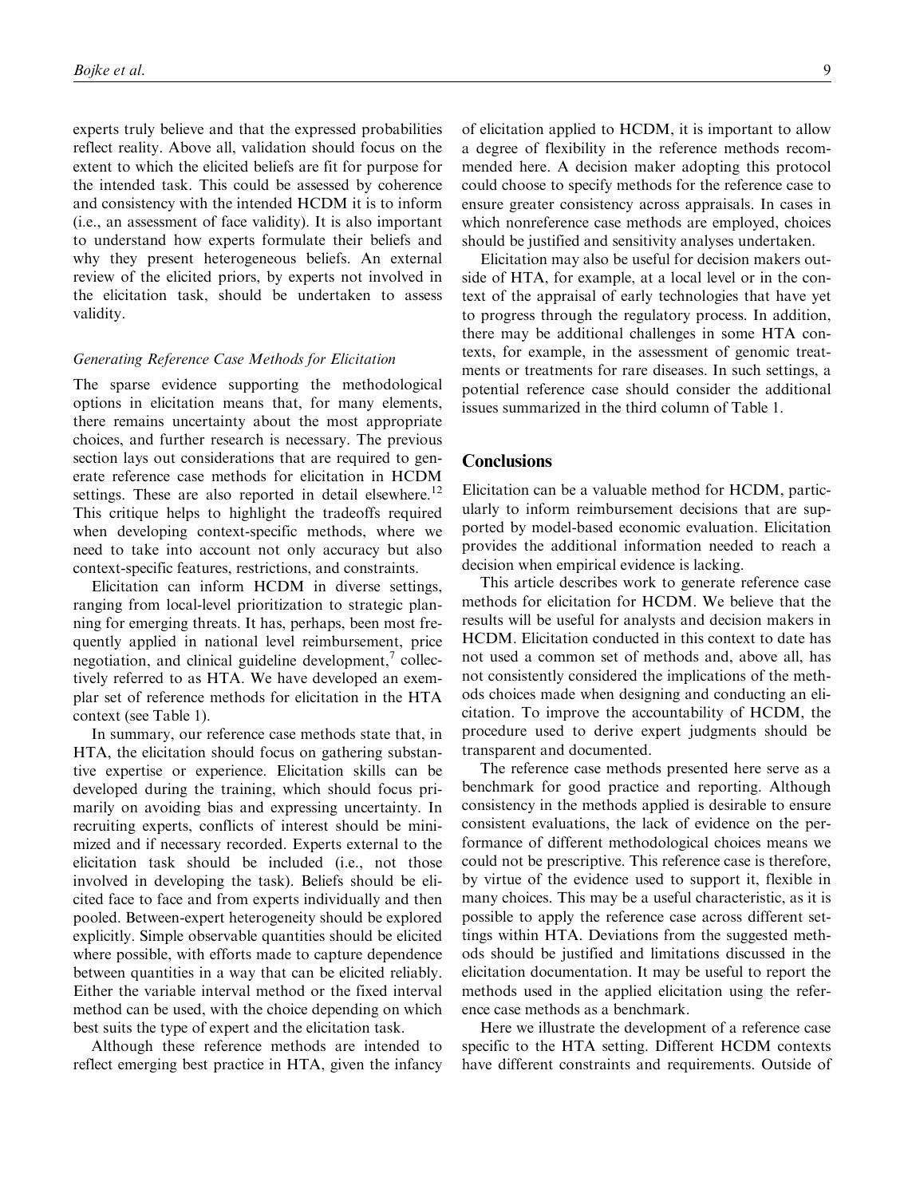experts truly believe and that the expressed probabilities reflect reality. Above all, validation should focus on the extent to which the elicited beliefs are fit for purpose for the intended task. This could be assessed by coherence and consistency with the intended HCDM it is to inform (i.e., an assessment of face validity). It is also important to understand how experts formulate their beliefs and why they present heterogeneous beliefs. An external review of the elicited priors, by experts not involved in the elicitation task, should be undertaken to assess validity.

### *Generating Reference Case Methods for Elicitation*

The sparse evidence supporting the methodological options in elicitation means that, for many elements, there remains uncertainty about the most appropriate choices, and further research is necessary. The previous section lays out considerations that are required to generate reference case methods for elicitation in HCDM settings. These are also reported in detail elsewhere.[12] This critique helps to highlight the tradeoffs required when developing context-specific methods, where we need to take into account not only accuracy but also context-specific features, restrictions, and constraints.

Elicitation can inform HCDM in diverse settings, ranging from local-level prioritization to strategic planning for emerging threats. It has, perhaps, been most frequently applied in national level reimbursement, price negotiation, and clinical guideline development,[7] collectively referred to as HTA. We have developed an exemplar set of reference methods for elicitation in the HTA context (see Table 1).

In summary, our reference case methods state that, in HTA, the elicitation should focus on gathering substantive expertise or experience. Elicitation skills can be developed during the training, which should focus primarily on avoiding bias and expressing uncertainty. In recruiting experts, conflicts of interest should be minimized and if necessary recorded. Experts external to the elicitation task should be included (i.e., not those involved in developing the task). Beliefs should be elicited face to face and from experts individually and then pooled. Between-expert heterogeneity should be explored explicitly. Simple observable quantities should be elicited where possible, with efforts made to capture dependence between quantities in a way that can be elicited reliably. Either the variable interval method or the fixed interval method can be used, with the choice depending on which best suits the type of expert and the elicitation task.

Although these reference methods are intended to reflect emerging best practice in HTA, given the infancy of elicitation applied to HCDM, it is important to allow a degree of flexibility in the reference methods recommended here. A decision maker adopting this protocol could choose to specify methods for the reference case to ensure greater consistency across appraisals. In cases in which nonreference case methods are employed, choices should be justified and sensitivity analyses undertaken.

Elicitation may also be useful for decision makers outside of HTA, for example, at a local level or in the context of the appraisal of early technologies that have yet to progress through the regulatory process. In addition, there may be additional challenges in some HTA contexts, for example, in the assessment of genomic treatments or treatments for rare diseases. In such settings, a potential reference case should consider the additional issues summarized in the third column of Table 1.

## Conclusions

Elicitation can be a valuable method for HCDM, particularly to inform reimbursement decisions that are supported by model-based economic evaluation. Elicitation provides the additional information needed to reach a decision when empirical evidence is lacking.

This article describes work to generate reference case methods for elicitation for HCDM. We believe that the results will be useful for analysts and decision makers in HCDM. Elicitation conducted in this context to date has not used a common set of methods and, above all, has not consistently considered the implications of the methods choices made when designing and conducting an elicitation. To improve the accountability of HCDM, the procedure used to derive expert judgments should be transparent and documented.

The reference case methods presented here serve as a benchmark for good practice and reporting. Although consistency in the methods applied is desirable to ensure consistent evaluations, the lack of evidence on the performance of different methodological choices means we could not be prescriptive. This reference case is therefore, by virtue of the evidence used to support it, flexible in many choices. This may be a useful characteristic, as it is possible to apply the reference case across different settings within HTA. Deviations from the suggested methods should be justified and limitations discussed in the elicitation documentation. It may be useful to report the methods used in the applied elicitation using the reference case methods as a benchmark.

Here we illustrate the development of a reference case specific to the HTA setting. Different HCDM contexts have different constraints and requirements. Outside of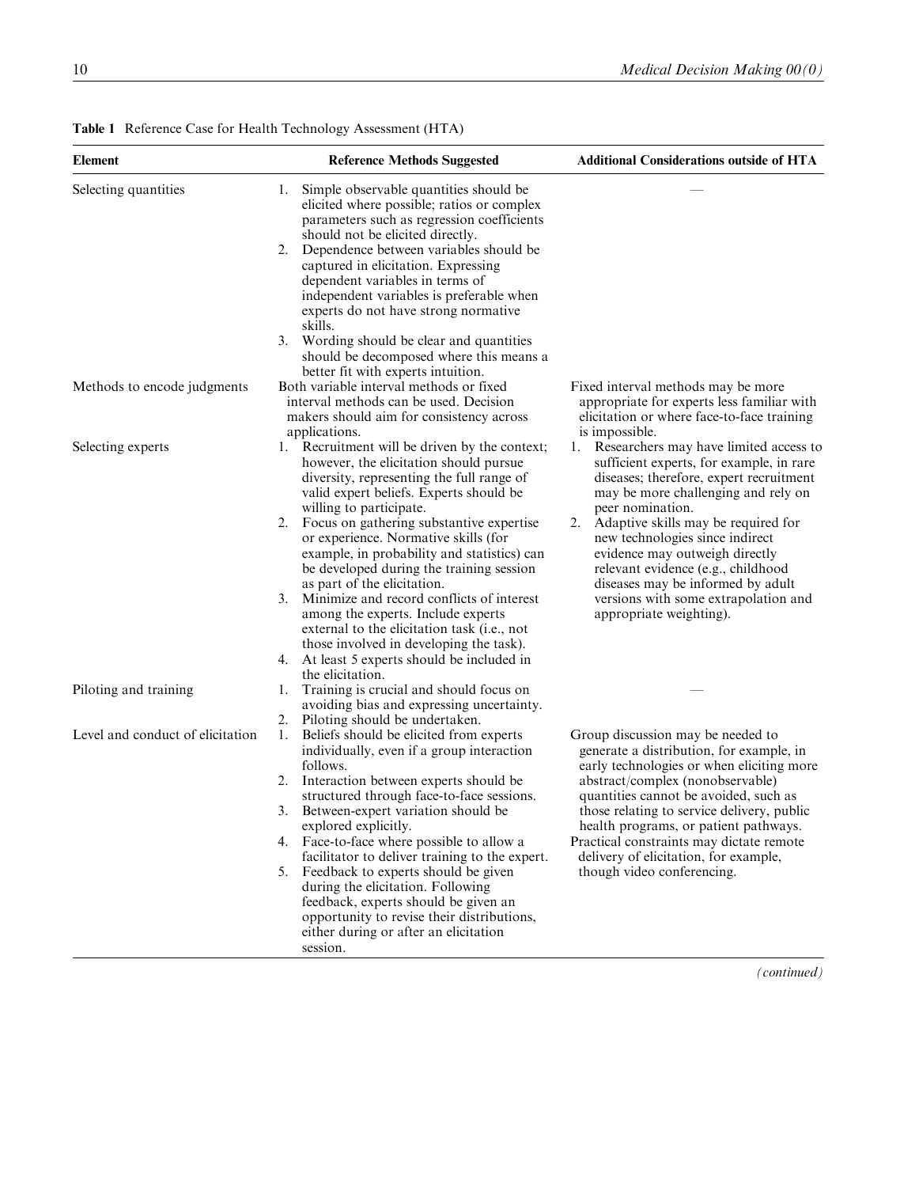**Table 1** Reference Case for Health Technology Assessment (HTA)

| Element | Reference Methods Suggested | Additional Considerations outside of HTA |
|---|---|---|
| Selecting quantities | 1. Simple observable quantities should be elicited where possible; ratios or complex parameters such as regression coefficients should not be elicited directly.<br>2. Dependence between variables should be captured in elicitation. Expressing dependent variables in terms of independent variables is preferable when experts do not have strong normative skills.<br>3. Wording should be clear and quantities should be decomposed where this means a better fit with experts intuition. | — |
| Methods to encode judgments | Both variable interval methods or fixed interval methods can be used. Decision makers should aim for consistency across applications. | Fixed interval methods may be more appropriate for experts less familiar with elicitation or where face-to-face training is impossible. |
| Selecting experts | 1. Recruitment will be driven by the context; however, the elicitation should pursue diversity, representing the full range of valid expert beliefs. Experts should be willing to participate.<br>2. Focus on gathering substantive expertise or experience. Normative skills (for example, in probability and statistics) can be developed during the training session as part of the elicitation.<br>3. Minimize and record conflicts of interest among the experts. Include experts external to the elicitation task (i.e., not those involved in developing the task).<br>4. At least 5 experts should be included in the elicitation. | 1. Researchers may have limited access to sufficient experts, for example, in rare diseases; therefore, expert recruitment may be more challenging and rely on peer nomination.<br>2. Adaptive skills may be required for new technologies since indirect evidence may outweigh directly relevant evidence (e.g., childhood diseases may be informed by adult versions with some extrapolation and appropriate weighting). |
| Piloting and training | 1. Training is crucial and should focus on avoiding bias and expressing uncertainty.<br>2. Piloting should be undertaken. | — |
| Level and conduct of elicitation | 1. Beliefs should be elicited from experts individually, even if a group interaction follows.<br>2. Interaction between experts should be structured through face-to-face sessions.<br>3. Between-expert variation should be explored explicitly.<br>4. Face-to-face where possible to allow a facilitator to deliver training to the expert.<br>5. Feedback to experts should be given during the elicitation. Following feedback, experts should be given an opportunity to revise their distributions, either during or after an elicitation session. | Group discussion may be needed to generate a distribution, for example, in early technologies or when eliciting more abstract/complex (nonobservable) quantities cannot be avoided, such as those relating to service delivery, public health programs, or patient pathways.<br>Practical constraints may dictate remote delivery of elicitation, for example, though video conferencing. |

*(continued)*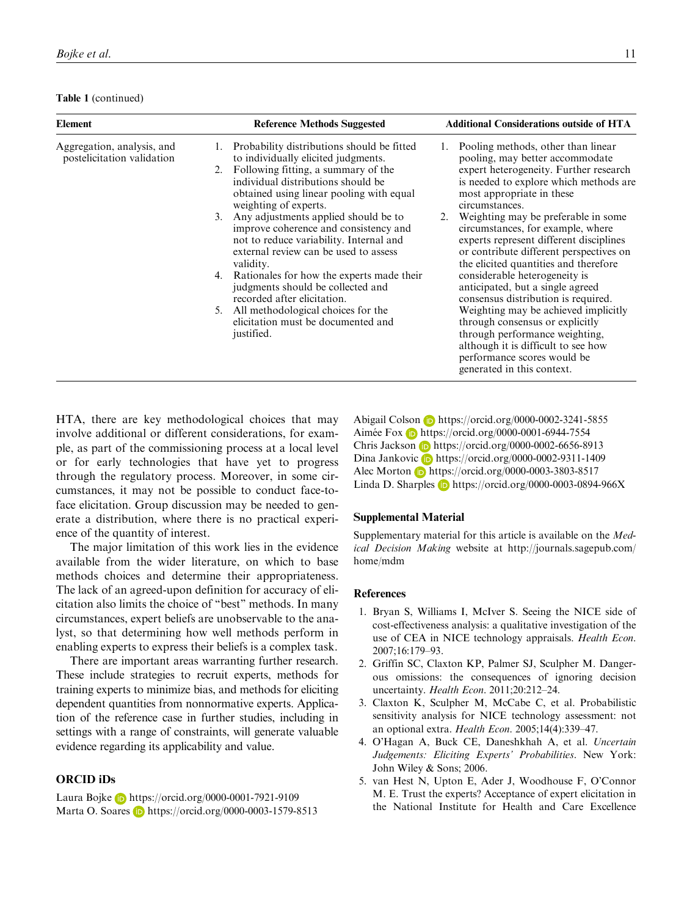**Table 1** (continued)

| Element | Reference Methods Suggested | Additional Considerations outside of HTA |
| --- | --- | --- |
| Aggregation, analysis, and postelicitation validation | 1. Probability distributions should be fitted to individually elicited judgments. 2. Following fitting, a summary of the individual distributions should be obtained using linear pooling with equal weighting of experts. 3. Any adjustments applied should be to improve coherence and consistency and not to reduce variability. Internal and external review can be used to assess validity. 4. Rationales for how the experts made their judgments should be collected and recorded after elicitation. 5. All methodological choices for the elicitation must be documented and justified. | 1. Pooling methods, other than linear pooling, may better accommodate expert heterogeneity. Further research is needed to explore which methods are most appropriate in these circumstances. 2. Weighting may be preferable in some circumstances, for example, where experts represent different disciplines or contribute different perspectives on the elicited quantities and therefore considerable heterogeneity is anticipated, but a single agreed consensus distribution is required. Weighting may be achieved implicitly through consensus or explicitly through performance weighting, although it is difficult to see how performance scores would be generated in this context. |

HTA, there are key methodological choices that may involve additional or different considerations, for example, as part of the commissioning process at a local level or for early technologies that have yet to progress through the regulatory process. Moreover, in some circumstances, it may not be possible to conduct face-to-face elicitation. Group discussion may be needed to generate a distribution, where there is no practical experience of the quantity of interest.

The major limitation of this work lies in the evidence available from the wider literature, on which to base methods choices and determine their appropriateness. The lack of an agreed-upon definition for accuracy of elicitation also limits the choice of "best" methods. In many circumstances, expert beliefs are unobservable to the analyst, so that determining how well methods perform in enabling experts to express their beliefs is a complex task.

There are important areas warranting further research. These include strategies to recruit experts, methods for training experts to minimize bias, and methods for eliciting dependent quantities from nonnormative experts. Application of the reference case in further studies, including in settings with a range of constraints, will generate valuable evidence regarding its applicability and value.

## ORCID iDs

Laura Bojke https://orcid.org/0000-0001-7921-9109
Marta O. Soares https://orcid.org/0000-0003-1579-8513
Abigail Colson https://orcid.org/0000-0002-3241-5855
Aimée Fox https://orcid.org/0000-0001-6944-7554
Chris Jackson https://orcid.org/0000-0002-6656-8913
Dina Jankovic https://orcid.org/0000-0002-9311-1409
Alec Morton https://orcid.org/0000-0003-3803-8517
Linda D. Sharples https://orcid.org/0000-0003-0894-966X

## Supplemental Material

Supplementary material for this article is available on the *Medical Decision Making* website at http://journals.sagepub.com/home/mdm

## References

1. Bryan S, Williams I, McIver S. Seeing the NICE side of cost-effectiveness analysis: a qualitative investigation of the use of CEA in NICE technology appraisals. *Health Econ*. 2007;16:179–93.
2. Griffin SC, Claxton KP, Palmer SJ, Sculpher M. Dangerous omissions: the consequences of ignoring decision uncertainty. *Health Econ*. 2011;20:212–24.
3. Claxton K, Sculpher M, McCabe C, et al. Probabilistic sensitivity analysis for NICE technology assessment: not an optional extra. *Health Econ*. 2005;14(4):339–47.
4. O'Hagan A, Buck CE, Daneshkhah A, et al. *Uncertain Judgements: Eliciting Experts' Probabilities*. New York: John Wiley & Sons; 2006.
5. van Hest N, Upton E, Ader J, Woodhouse F, O'Connor M. E. Trust the experts? Acceptance of expert elicitation in the National Institute for Health and Care Excellence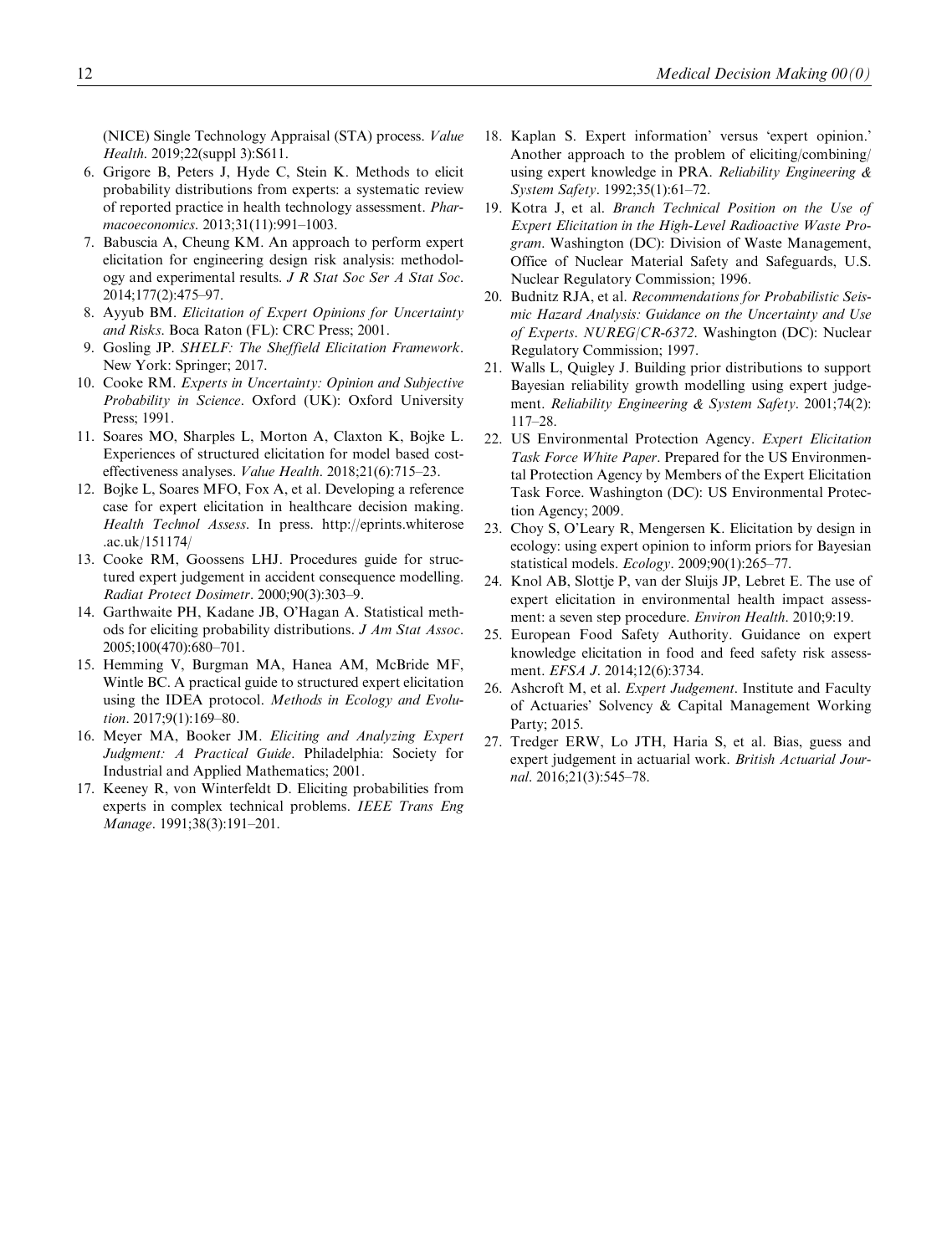(NICE) Single Technology Appraisal (STA) process. *Value Health*. 2019;22(suppl 3):S611.

6. Grigore B, Peters J, Hyde C, Stein K. Methods to elicit probability distributions from experts: a systematic review of reported practice in health technology assessment. *Pharmacoeconomics*. 2013;31(11):991–1003.
7. Babuscia A, Cheung KM. An approach to perform expert elicitation for engineering design risk analysis: methodology and experimental results. *J R Stat Soc Ser A Stat Soc*. 2014;177(2):475–97.
8. Ayyub BM. *Elicitation of Expert Opinions for Uncertainty and Risks*. Boca Raton (FL): CRC Press; 2001.
9. Gosling JP. *SHELF: The Sheffield Elicitation Framework*. New York: Springer; 2017.
10. Cooke RM. *Experts in Uncertainty: Opinion and Subjective Probability in Science*. Oxford (UK): Oxford University Press; 1991.
11. Soares MO, Sharples L, Morton A, Claxton K, Bojke L. Experiences of structured elicitation for model based cost-effectiveness analyses. *Value Health*. 2018;21(6):715–23.
12. Bojke L, Soares MFO, Fox A, et al. Developing a reference case for expert elicitation in healthcare decision making. *Health Technol Assess*. In press. http://eprints.whiterose.ac.uk/151174/
13. Cooke RM, Goossens LHJ. Procedures guide for structured expert judgement in accident consequence modelling. *Radiat Protect Dosimetr*. 2000;90(3):303–9.
14. Garthwaite PH, Kadane JB, O'Hagan A. Statistical methods for eliciting probability distributions. *J Am Stat Assoc*. 2005;100(470):680–701.
15. Hemming V, Burgman MA, Hanea AM, McBride MF, Wintle BC. A practical guide to structured expert elicitation using the IDEA protocol. *Methods in Ecology and Evolution*. 2017;9(1):169–80.
16. Meyer MA, Booker JM. *Eliciting and Analyzing Expert Judgment: A Practical Guide*. Philadelphia: Society for Industrial and Applied Mathematics; 2001.
17. Keeney R, von Winterfeldt D. Eliciting probabilities from experts in complex technical problems. *IEEE Trans Eng Manage*. 1991;38(3):191–201.
18. Kaplan S. Expert information' versus 'expert opinion.' Another approach to the problem of eliciting/combining/using expert knowledge in PRA. *Reliability Engineering & System Safety*. 1992;35(1):61–72.
19. Kotra J, et al. *Branch Technical Position on the Use of Expert Elicitation in the High-Level Radioactive Waste Program*. Washington (DC): Division of Waste Management, Office of Nuclear Material Safety and Safeguards, U.S. Nuclear Regulatory Commission; 1996.
20. Budnitz RJA, et al. *Recommendations for Probabilistic Seismic Hazard Analysis: Guidance on the Uncertainty and Use of Experts. NUREG/CR-6372*. Washington (DC): Nuclear Regulatory Commission; 1997.
21. Walls L, Quigley J. Building prior distributions to support Bayesian reliability growth modelling using expert judgement. *Reliability Engineering & System Safety*. 2001;74(2):117–28.
22. US Environmental Protection Agency. *Expert Elicitation Task Force White Paper*. Prepared for the US Environmental Protection Agency by Members of the Expert Elicitation Task Force. Washington (DC): US Environmental Protection Agency; 2009.
23. Choy S, O'Leary R, Mengersen K. Elicitation by design in ecology: using expert opinion to inform priors for Bayesian statistical models. *Ecology*. 2009;90(1):265–77.
24. Knol AB, Slottje P, van der Sluijs JP, Lebret E. The use of expert elicitation in environmental health impact assessment: a seven step procedure. *Environ Health*. 2010;9:19.
25. European Food Safety Authority. Guidance on expert knowledge elicitation in food and feed safety risk assessment. *EFSA J*. 2014;12(6):3734.
26. Ashcroft M, et al. *Expert Judgement*. Institute and Faculty of Actuaries' Solvency & Capital Management Working Party; 2015.
27. Tredger ERW, Lo JTH, Haria S, et al. Bias, guess and expert judgement in actuarial work. *British Actuarial Journal*. 2016;21(3):545–78.